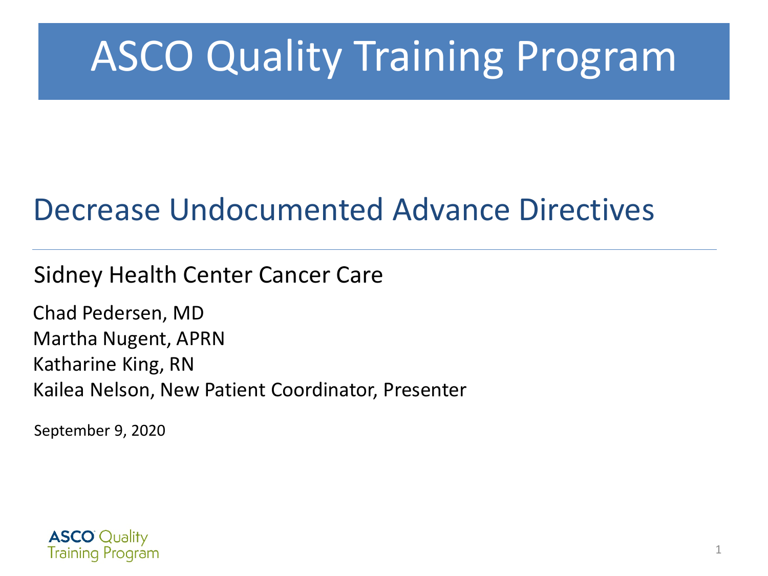# ASCO Quality Training Program

## Decrease Undocumented Advance Directives

Sidney Health Center Cancer Care

Chad Pedersen, MD
Martha Nugent, APRN
Katharine King, RN
Kailea Nelson, New Patient Coordinator, Presenter

September 9, 2020

ASCO Quality Training Program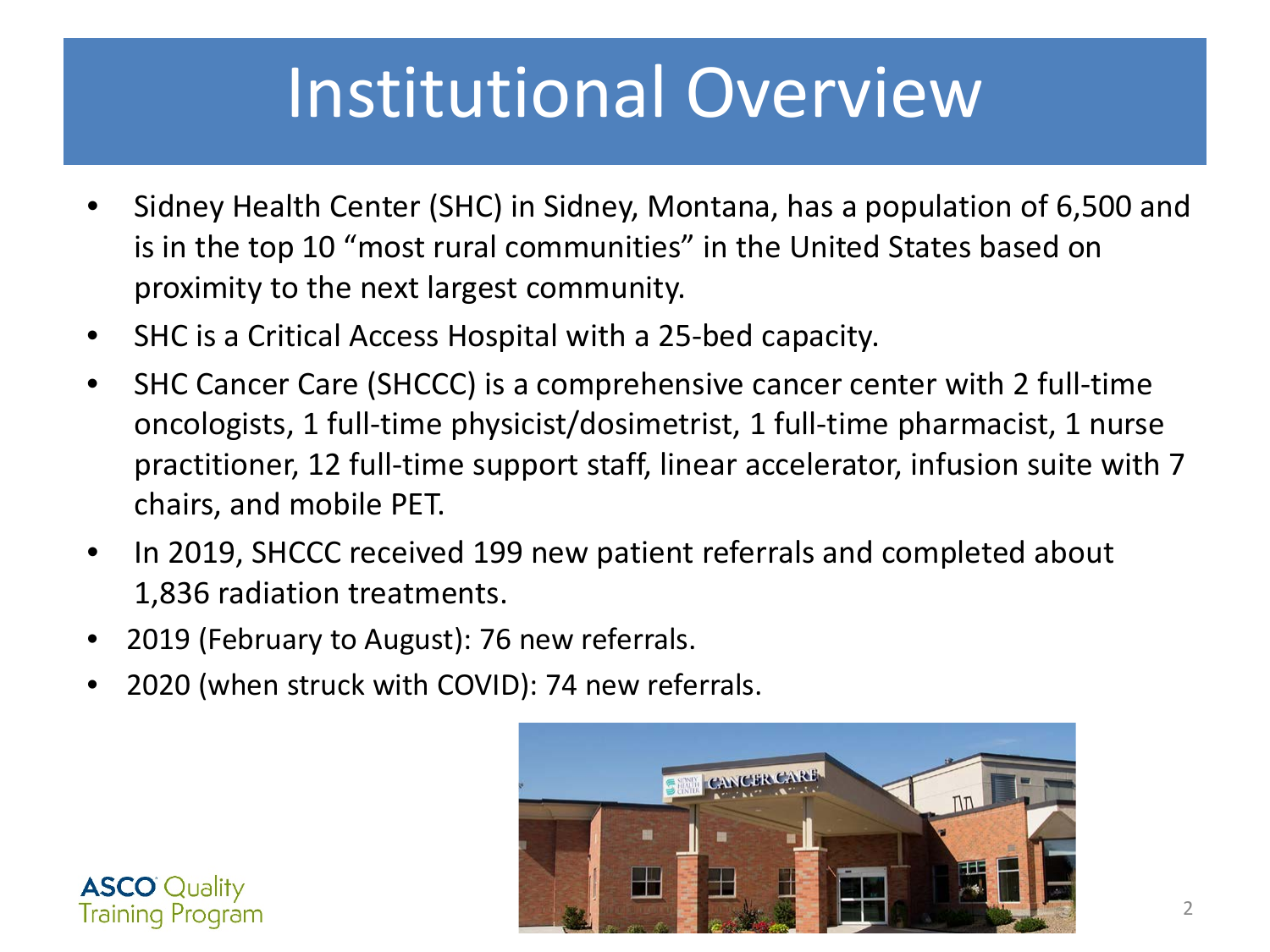# Institutional Overview

- Sidney Health Center (SHC) in Sidney, Montana, has a population of 6,500 and is in the top 10 "most rural communities" in the United States based on proximity to the next largest community.
- SHC is a Critical Access Hospital with a 25-bed capacity.
- SHC Cancer Care (SHCCC) is a comprehensive cancer center with 2 full-time oncologists, 1 full-time physicist/dosimetrist, 1 full-time pharmacist, 1 nurse practitioner, 12 full-time support staff, linear accelerator, infusion suite with 7 chairs, and mobile PET.
- In 2019, SHCCC received 199 new patient referrals and completed about 1,836 radiation treatments.
- 2019 (February to August): 76 new referrals.
- 2020 (when struck with COVID): 74 new referrals.

ASCO Quality Training Program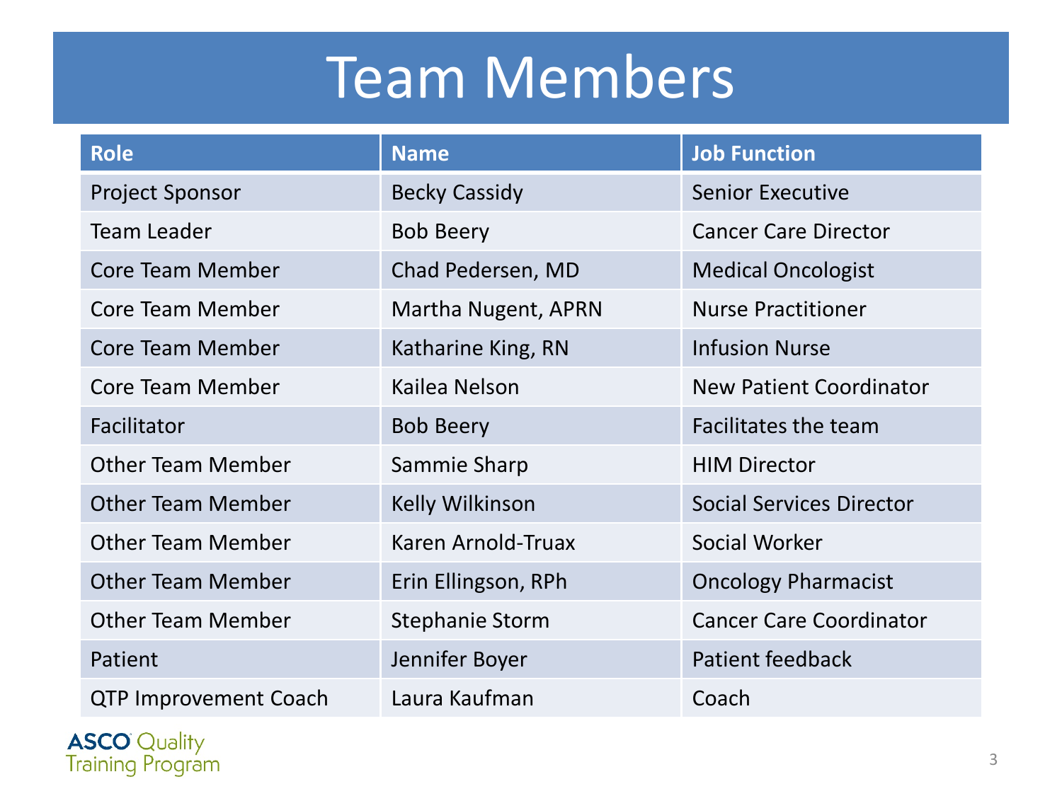# Team Members

| Role | Name | Job Function |
|---|---|---|
| Project Sponsor | Becky Cassidy | Senior Executive |
| Team Leader | Bob Beery | Cancer Care Director |
| Core Team Member | Chad Pedersen, MD | Medical Oncologist |
| Core Team Member | Martha Nugent, APRN | Nurse Practitioner |
| Core Team Member | Katharine King, RN | Infusion Nurse |
| Core Team Member | Kailea Nelson | New Patient Coordinator |
| Facilitator | Bob Beery | Facilitates the team |
| Other Team Member | Sammie Sharp | HIM Director |
| Other Team Member | Kelly Wilkinson | Social Services Director |
| Other Team Member | Karen Arnold-Truax | Social Worker |
| Other Team Member | Erin Ellingson, RPh | Oncology Pharmacist |
| Other Team Member | Stephanie Storm | Cancer Care Coordinator |
| Patient | Jennifer Boyer | Patient feedback |
| QTP Improvement Coach | Laura Kaufman | Coach |

ASCO Quality Training Program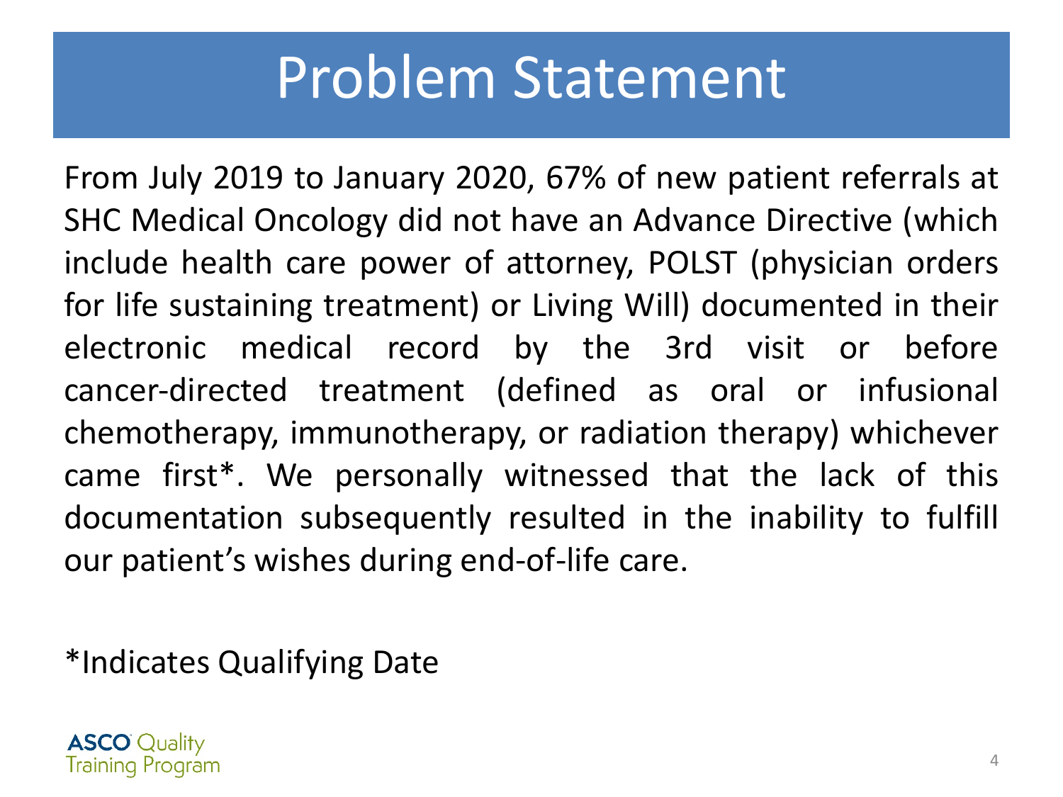# Problem Statement

From July 2019 to January 2020, 67% of new patient referrals at SHC Medical Oncology did not have an Advance Directive (which include health care power of attorney, POLST (physician orders for life sustaining treatment) or Living Will) documented in their electronic medical record by the 3rd visit or before cancer-directed treatment (defined as oral or infusional chemotherapy, immunotherapy, or radiation therapy) whichever came first*. We personally witnessed that the lack of this documentation subsequently resulted in the inability to fulfill our patient's wishes during end-of-life care.

*Indicates Qualifying Date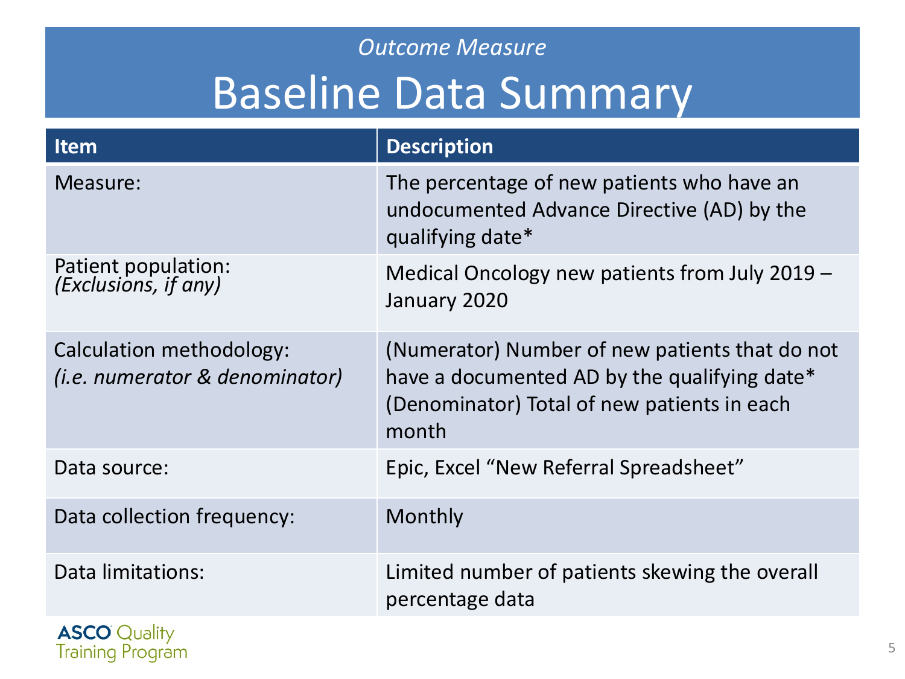*Outcome Measure*

# Baseline Data Summary

| Item | Description |
|---|---|
| Measure: | The percentage of new patients who have an undocumented Advance Directive (AD) by the qualifying date* |
| Patient population: *(Exclusions, if any)* | Medical Oncology new patients from July 2019 – January 2020 |
| Calculation methodology: *(i.e. numerator & denominator)* | (Numerator) Number of new patients that do not have a documented AD by the qualifying date* (Denominator) Total of new patients in each month |
| Data source: | Epic, Excel "New Referral Spreadsheet" |
| Data collection frequency: | Monthly |
| Data limitations: | Limited number of patients skewing the overall percentage data |

ASCO Quality Training Program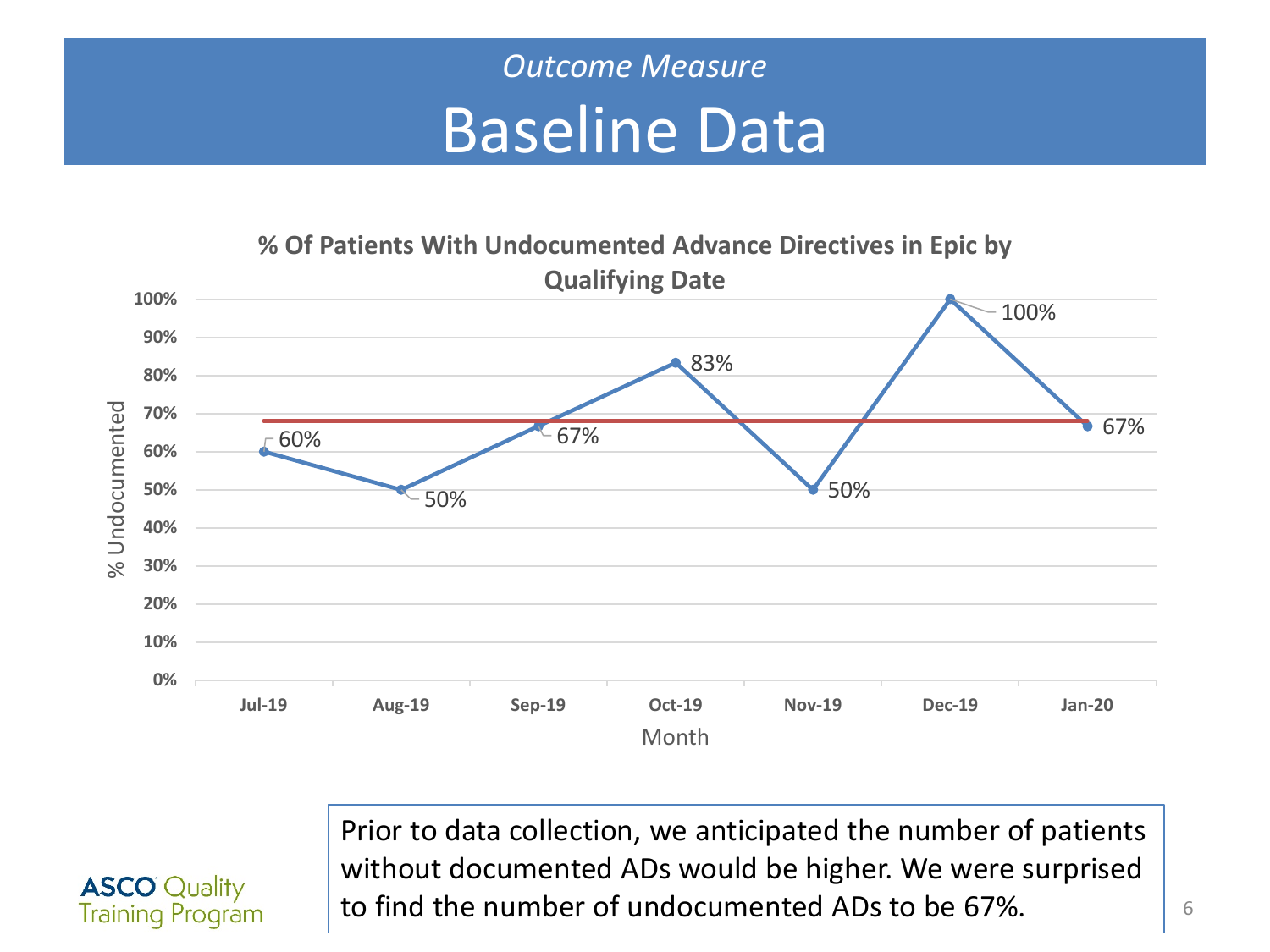*Outcome Measure*

# Baseline Data

**% Of Patients With Undocumented Advance Directives in Epic by Qualifying Date**

| Month | % Undocumented |
|---|---|
| Jul-19 | 60% |
| Aug-19 | 50% |
| Sep-19 | 67% |
| Oct-19 | 83% |
| Nov-19 | 50% |
| Dec-19 | 100% |
| Jan-20 | 67% |

Prior to data collection, we anticipated the number of patients without documented ADs would be higher. We were surprised to find the number of undocumented ADs to be 67%.

ASCO Quality Training Program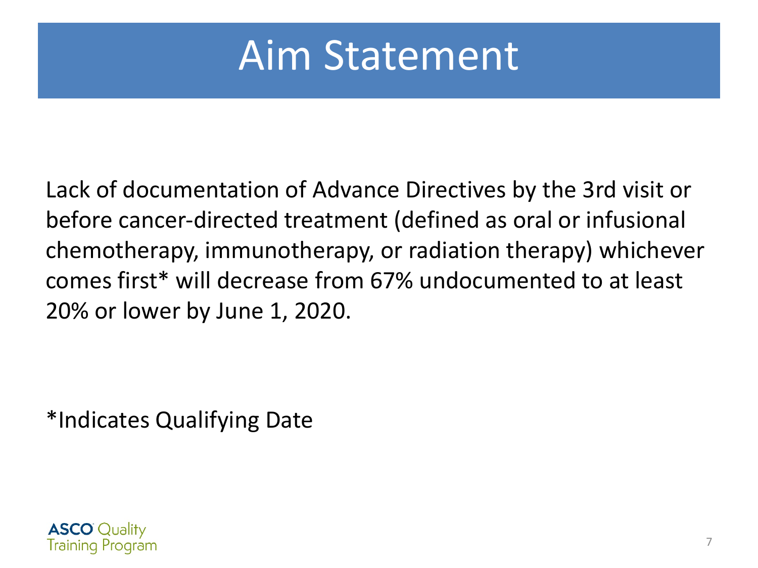# Aim Statement

Lack of documentation of Advance Directives by the 3rd visit or before cancer-directed treatment (defined as oral or infusional chemotherapy, immunotherapy, or radiation therapy) whichever comes first* will decrease from 67% undocumented to at least 20% or lower by June 1, 2020.

*Indicates Qualifying Date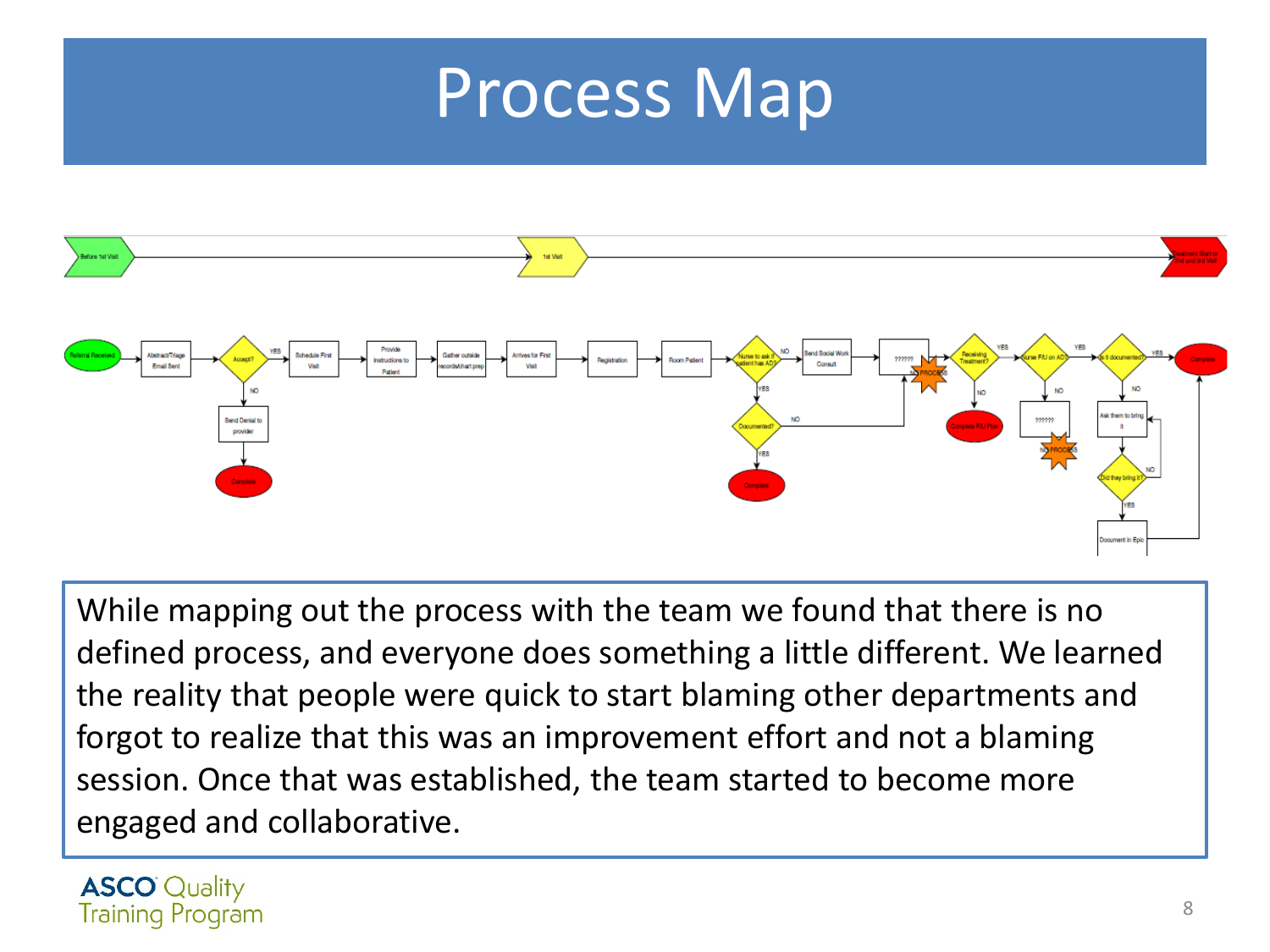# Process Map

Before 1st Visit → 1st Visit → Treatment Start on 2nd and 3rd Visit

Referral Received → Abstract/Triage Email Sent → Accept? → YES → Schedule First Visit → Provide Instructions to Patient → Gather outside records/chart prep → Arrives for First Visit → Registration → Room Patient → Nurse to ask if patient has AD? → NO → Send Social Work Consult → ?????? (NO PROCESS) → Receiving Treatment? → YES → Nurse F/U on AD? → YES → Is it documented? → YES → Complete

- Accept? → NO → Send Denial to provider → Complete
- Nurse to ask if patient has AD? → YES → Documented? → YES → Complete
- Documented? → NO → ??????
- Receiving Treatment? → NO → Complete F/U Plan
- Nurse F/U on AD? → NO → ?????? (NO PROCESS)
- Is it documented? → NO → Ask them to bring it → Did they bring it? → YES → Document in Epic → Complete
- Did they bring it? → NO → Ask them to bring it

While mapping out the process with the team we found that there is no defined process, and everyone does something a little different. We learned the reality that people were quick to start blaming other departments and forgot to realize that this was an improvement effort and not a blaming session. Once that was established, the team started to become more engaged and collaborative.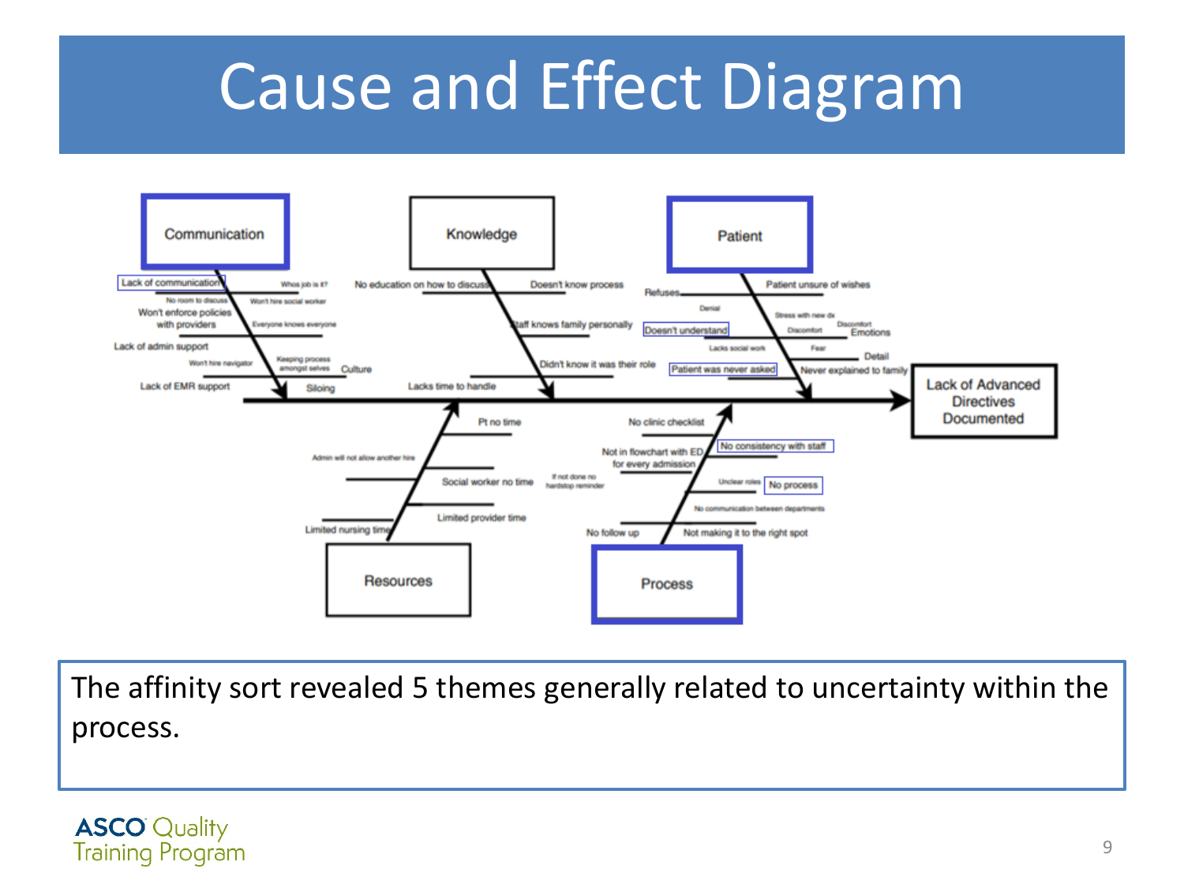# Cause and Effect Diagram

**Communication**
- Lack of communication
- Whos job is it?
- No room to discuss
- Won't hire social worker
- Won't enforce policies with providers
- Everyone knows everyone
- Lack of admin support
- Won't hire navigator
- Keeping process amongst selves
- Culture
- Lack of EMR support
- Siloing

**Knowledge**
- No education on how to discuss
- Doesn't know process
- Staff knows family personally
- Didn't know it was their role
- Lacks time to handle

**Patient**
- Refuses
- Patient unsure of wishes
- Denial
- Stress with new dx
- Doesn't understand
- Discomfort
- Discomfort
- Emotions
- Lacks social work
- Fear
- Detail
- Patient was never asked
- Never explained to family

**Resources**
- Pt no time
- Admin will not allow another hire
- Social worker no time
- Limited provider time
- Limited nursing time

**Process**
- No clinic checklist
- Not in flowchart with ED for every admission
- No consistency with staff
- If not done no hardstop reminder
- Unclear roles
- No process
- No communication between departments
- No follow up
- Not making it to the right spot

**Effect:** Lack of Advanced Directives Documented

The affinity sort revealed 5 themes generally related to uncertainty within the process.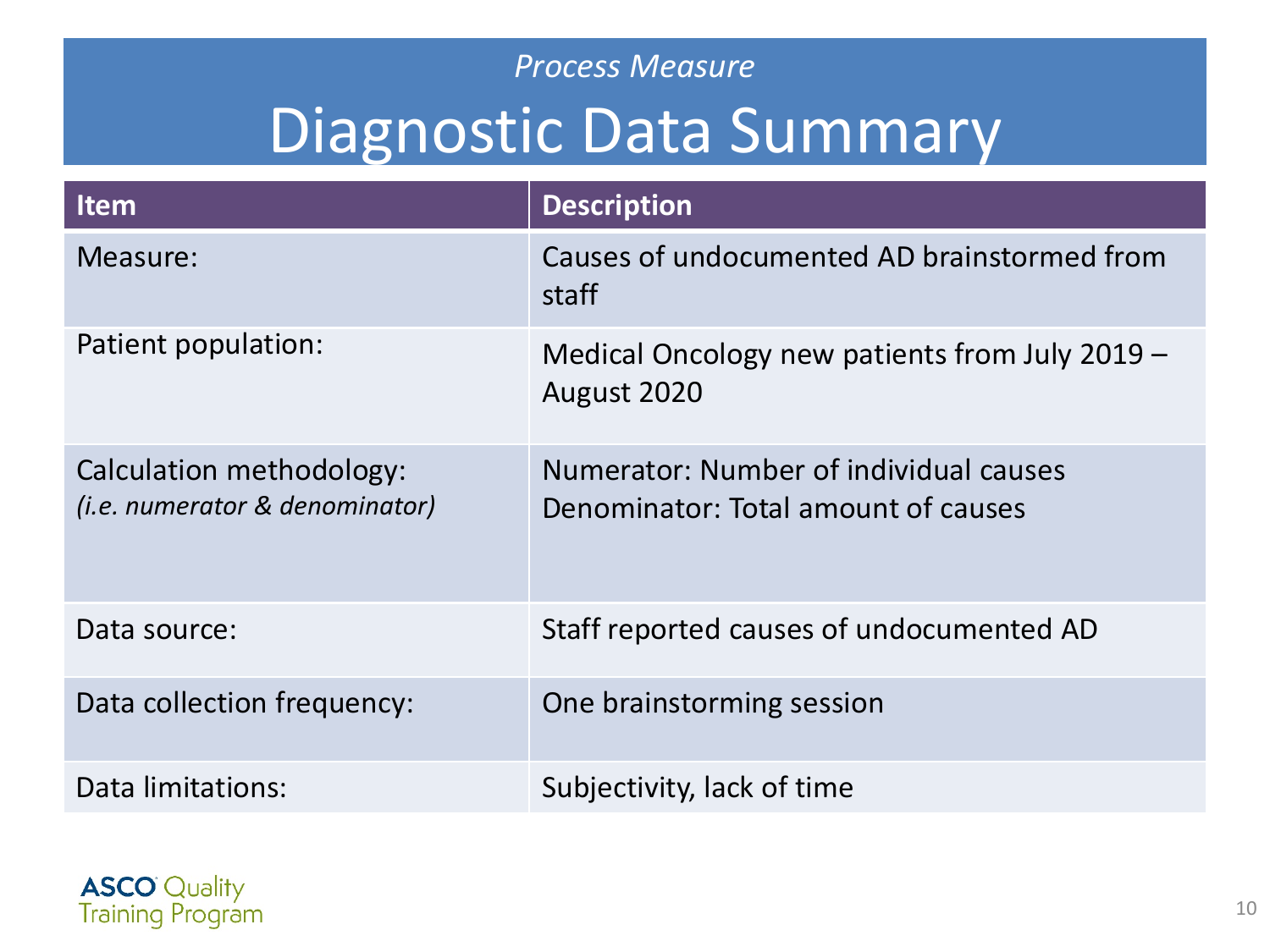*Process Measure*

# Diagnostic Data Summary

| Item | Description |
|---|---|
| Measure: | Causes of undocumented AD brainstormed from staff |
| Patient population: | Medical Oncology new patients from July 2019 – August 2020 |
| Calculation methodology: *(i.e. numerator & denominator)* | Numerator: Number of individual causes<br>Denominator: Total amount of causes |
| Data source: | Staff reported causes of undocumented AD |
| Data collection frequency: | One brainstorming session |
| Data limitations: | Subjectivity, lack of time |

ASCO Quality Training Program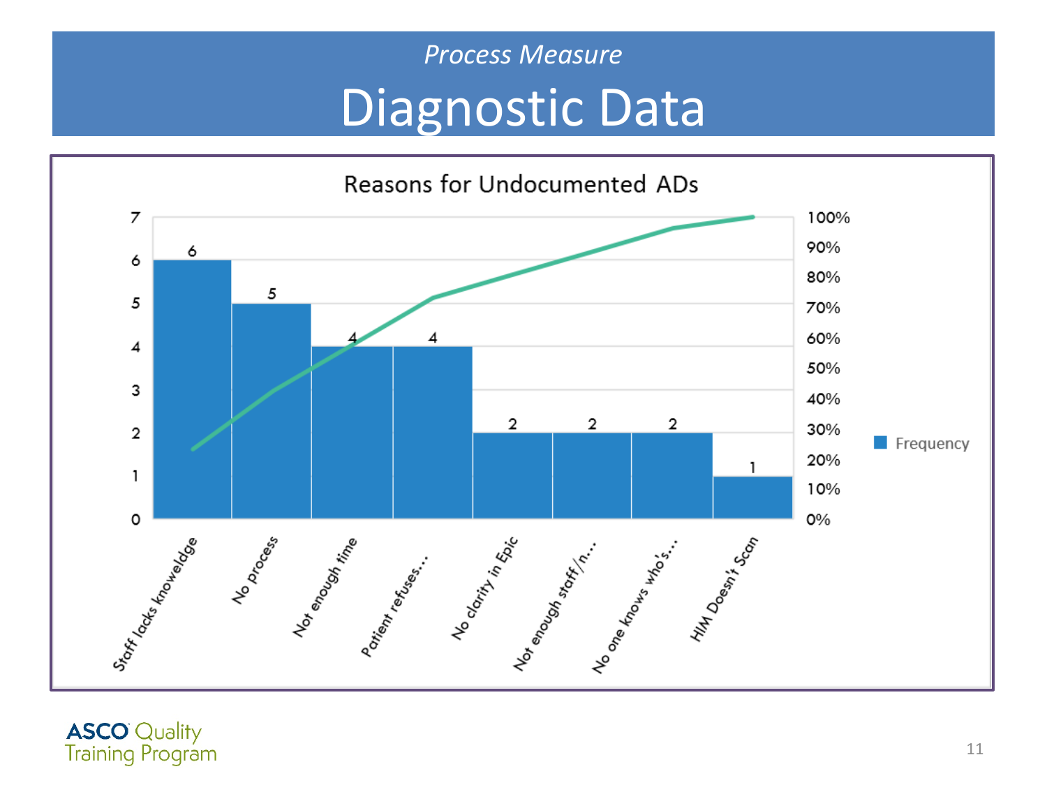*Process Measure*

# Diagnostic Data

**Reasons for Undocumented ADs**

| Reason | Frequency |
|---|---|
| Staff lacks knowledge | 6 |
| No process | 5 |
| Not enough time | 4 |
| Patient refuses... | 4 |
| No clarity in Epic | 2 |
| Not enough staff/n... | 2 |
| No one knows who's... | 2 |
| HIM Doesn't Scan | 1 |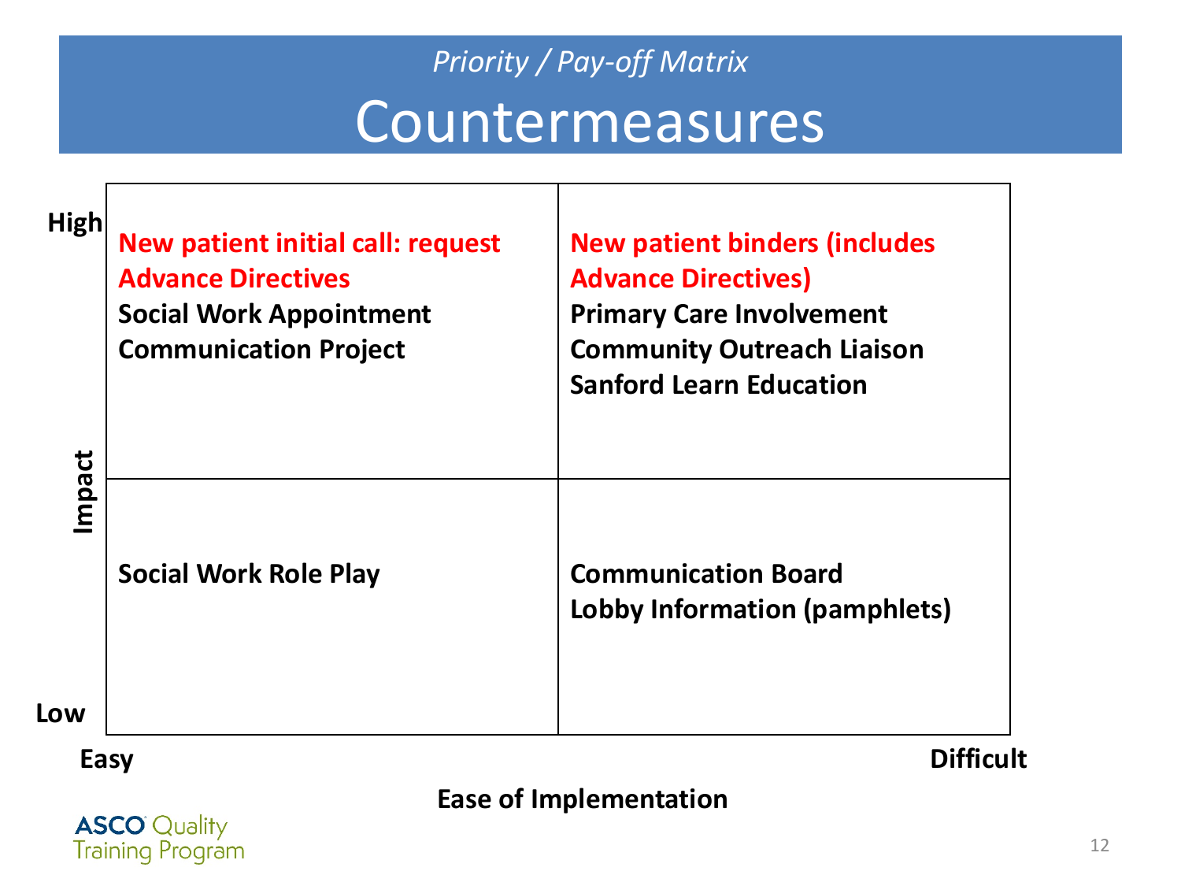*Priority / Pay-off Matrix*

# Countermeasures

| Impact | Easy | Difficult |
| --- | --- | --- |
| High | **New patient initial call: request Advance Directives**<br>**Social Work Appointment**<br>**Communication Project** | **New patient binders (includes Advance Directives)**<br>**Primary Care Involvement**<br>**Community Outreach Liaison**<br>**Sanford Learn Education** |
| Low | **Social Work Role Play** | **Communication Board**<br>**Lobby Information (pamphlets)** |

**Ease of Implementation**

ASCO Quality Training Program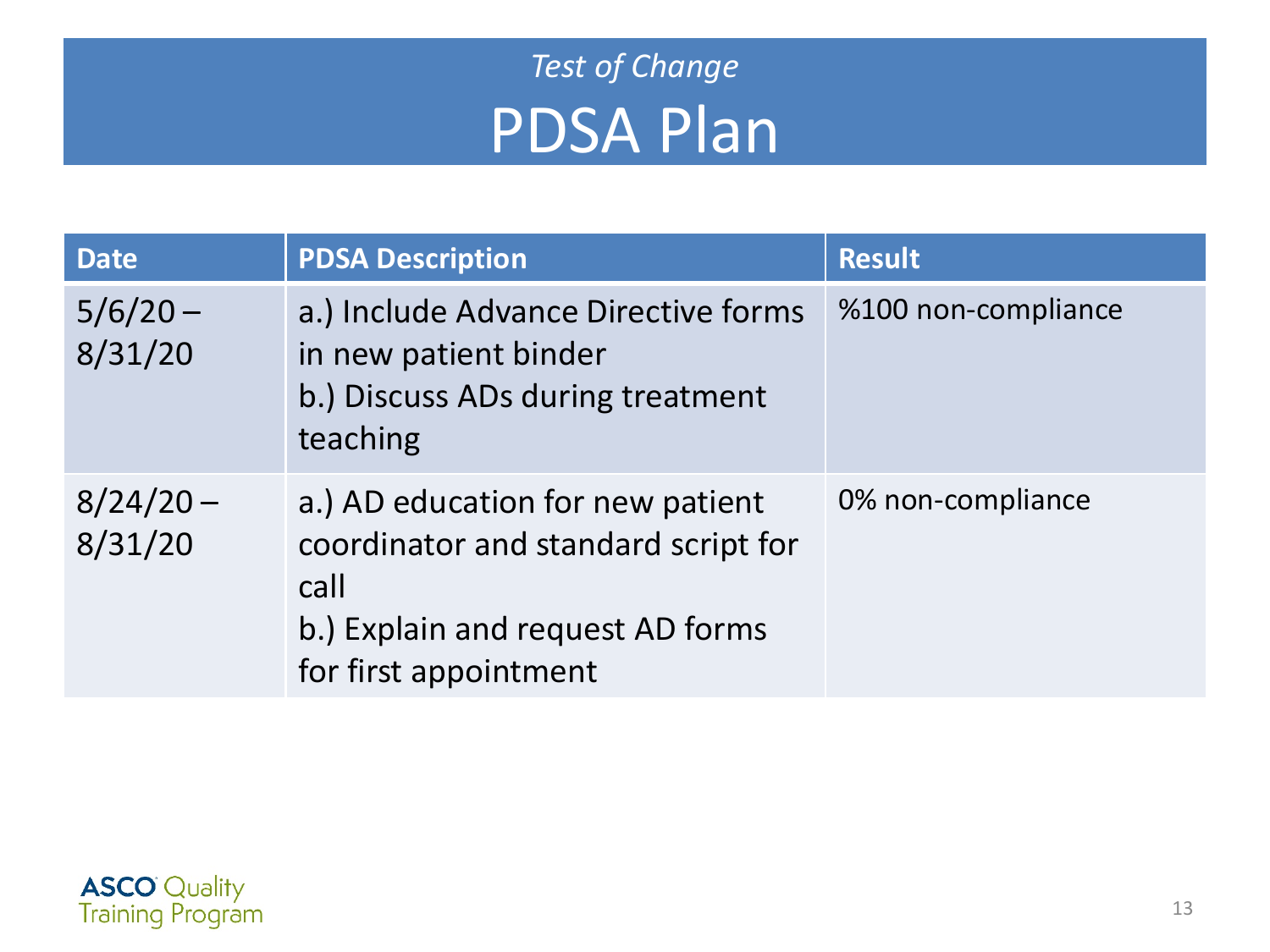*Test of Change*

# PDSA Plan

| Date | PDSA Description | Result |
|---|---|---|
| 5/6/20 – 8/31/20 | a.) Include Advance Directive forms in new patient binder<br>b.) Discuss ADs during treatment teaching | %100 non-compliance |
| 8/24/20 – 8/31/20 | a.) AD education for new patient coordinator and standard script for call<br>b.) Explain and request AD forms for first appointment | 0% non-compliance |

ASCO Quality Training Program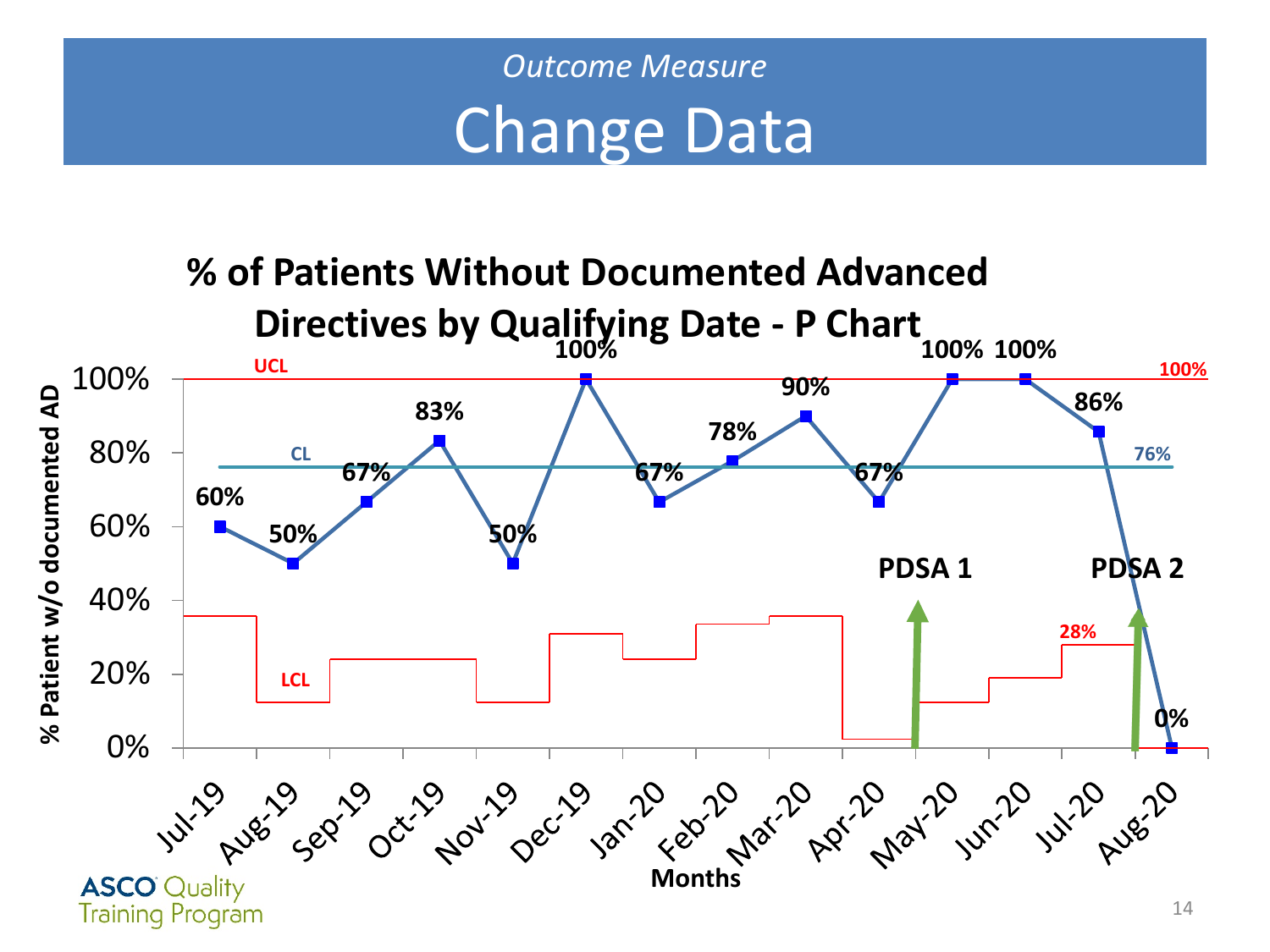*Outcome Measure*

# Change Data

## % of Patients Without Documented Advanced Directives by Qualifying Date - P Chart

| Month | % Patient w/o documented AD |
| --- | --- |
| Jul-19 | 60% |
| Aug-19 | 50% |
| Sep-19 | 67% |
| Oct-19 | 83% |
| Nov-19 | 50% |
| Dec-19 | 100% |
| Jan-20 | 67% |
| Feb-20 | 78% |
| Mar-20 | 90% |
| Apr-20 | 67% |
| May-20 | 100% |
| Jun-20 | 100% |
| Jul-20 | 86% |
| Aug-20 | 0% |

UCL: 100%

CL: 76%

LCL: 28%

PDSA 1 (between Apr-20 and May-20)

PDSA 2 (between Jul-20 and Aug-20)

Months

ASCO Quality Training Program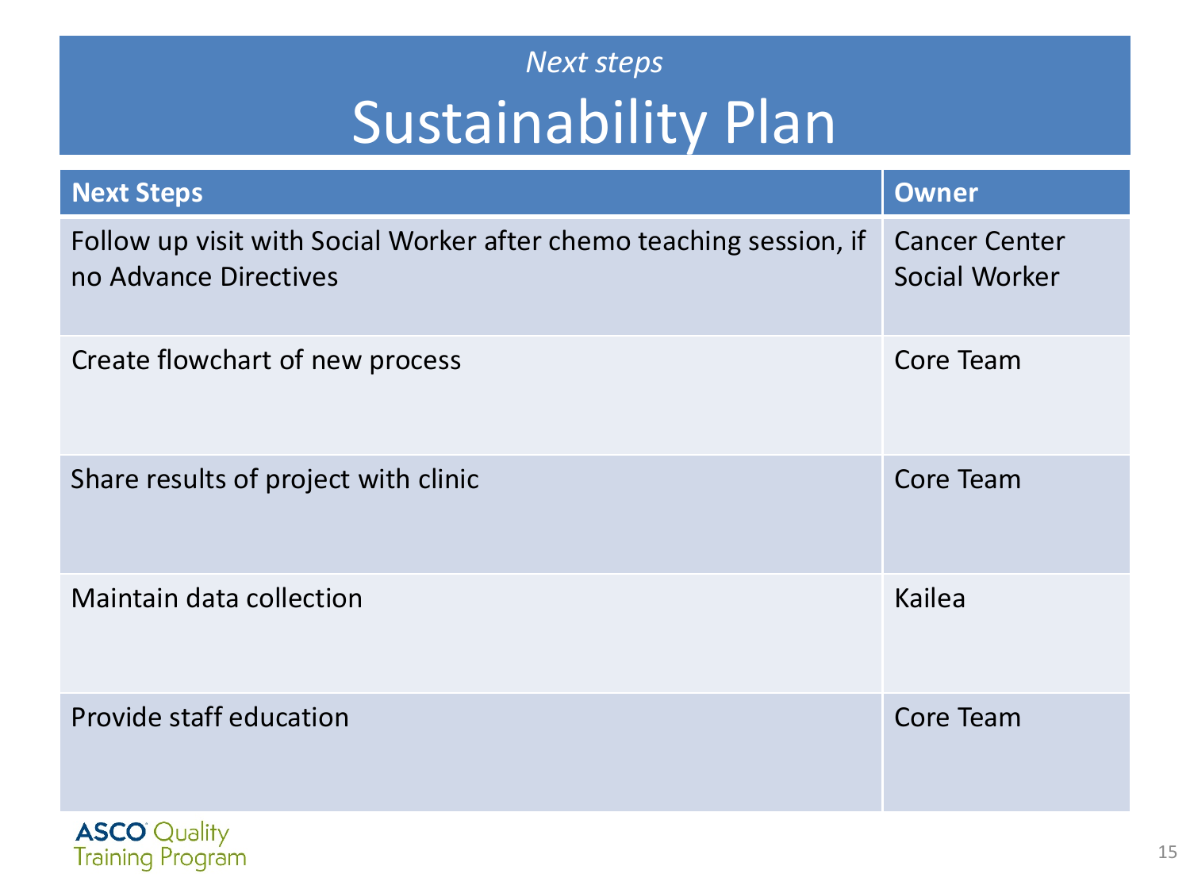*Next steps*

# Sustainability Plan

| Next Steps | Owner |
| --- | --- |
| Follow up visit with Social Worker after chemo teaching session, if no Advance Directives | Cancer Center Social Worker |
| Create flowchart of new process | Core Team |
| Share results of project with clinic | Core Team |
| Maintain data collection | Kailea |
| Provide staff education | Core Team |

ASCO Quality Training Program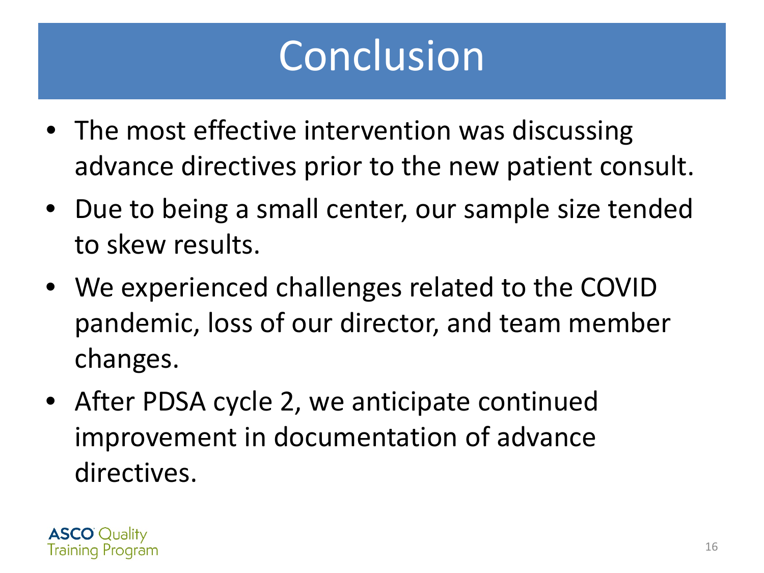# Conclusion

- The most effective intervention was discussing advance directives prior to the new patient consult.
- Due to being a small center, our sample size tended to skew results.
- We experienced challenges related to the COVID pandemic, loss of our director, and team member changes.
- After PDSA cycle 2, we anticipate continued improvement in documentation of advance directives.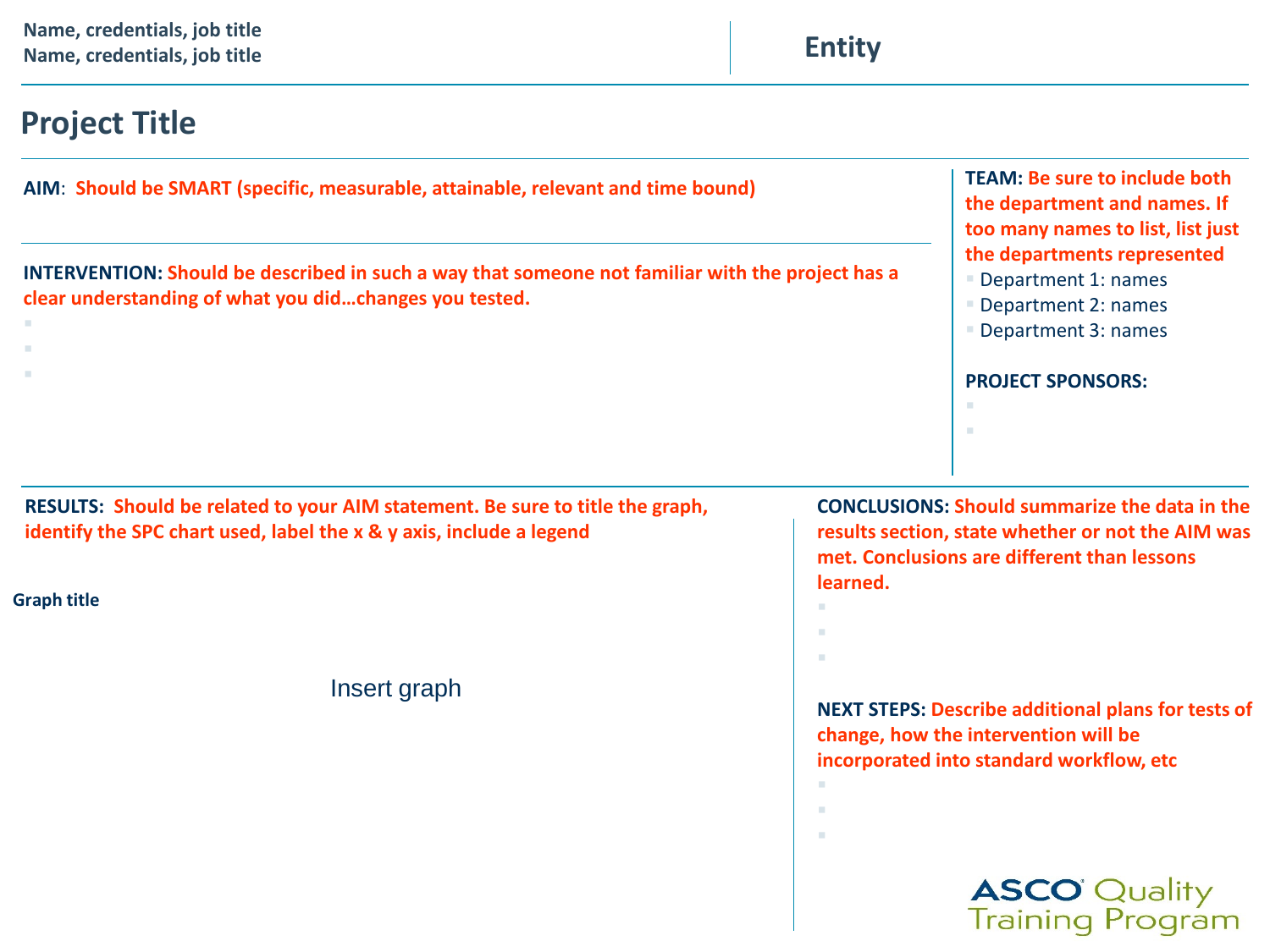**Name, credentials, job title**
**Name, credentials, job title**

**Entity**

# Project Title

**AIM**: **Should be SMART (specific, measurable, attainable, relevant and time bound)**

**INTERVENTION: Should be described in such a way that someone not familiar with the project has a clear understanding of what you did…changes you tested.**

**TEAM: Be sure to include both the department and names. If too many names to list, list just the departments represented**

- Department 1: names
- Department 2: names
- Department 3: names

**PROJECT SPONSORS:**

**RESULTS: Should be related to your AIM statement. Be sure to title the graph, identify the SPC chart used, label the x & y axis, include a legend**

**Graph title**

Insert graph

**CONCLUSIONS: Should summarize the data in the results section, state whether or not the AIM was met. Conclusions are different than lessons learned.**

**NEXT STEPS: Describe additional plans for tests of change, how the intervention will be incorporated into standard workflow, etc**

ASCO Quality Training Program